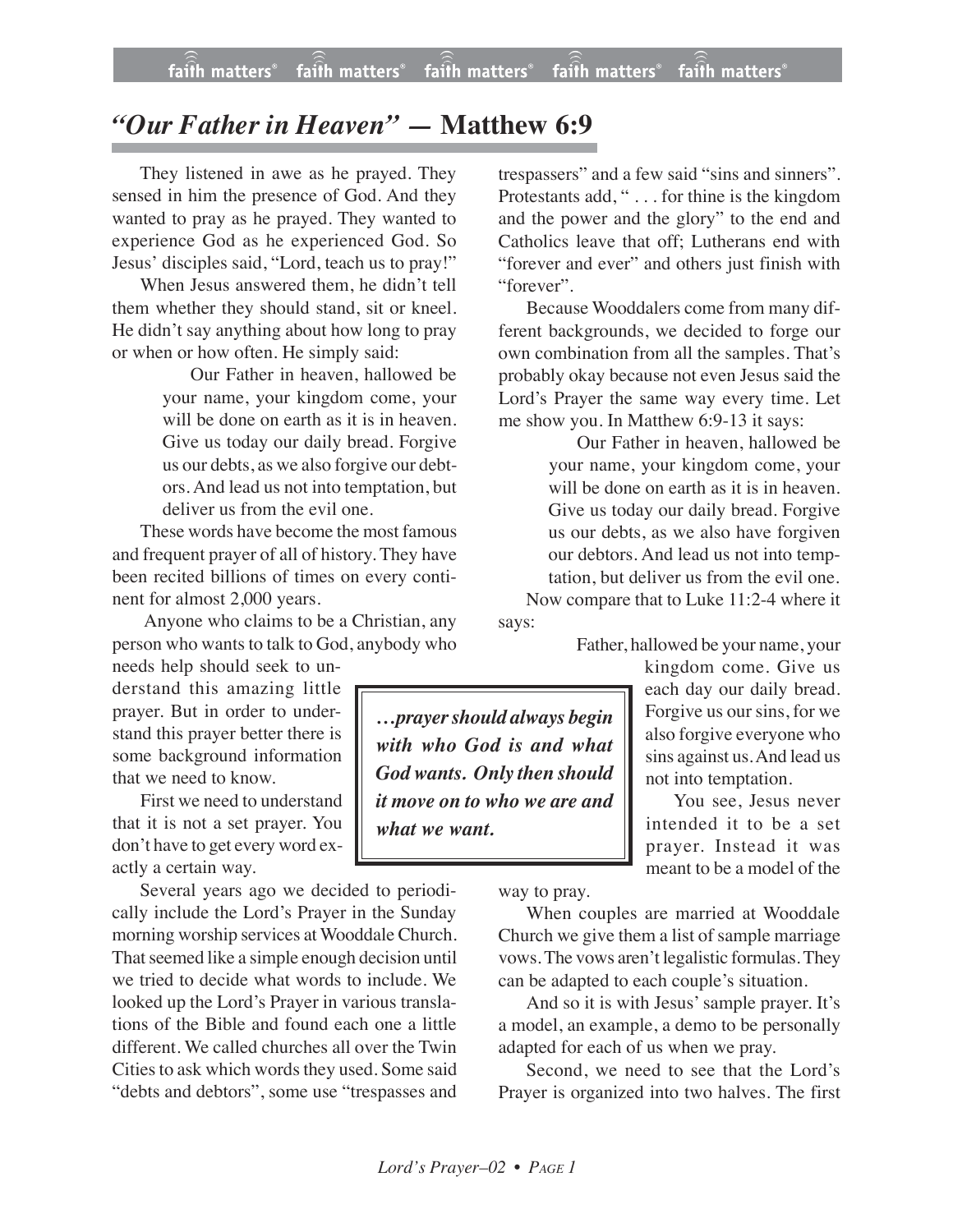# *"Our Father in Heaven"* — Matthew 6:9

They listened in awe as he prayed. They sensed in him the presence of God. And they wanted to pray as he prayed. They wanted to experience God as he experienced God. So Jesus' disciples said, "Lord, teach us to pray!"

When Jesus answered them, he didn't tell them whether they should stand, sit or kneel. He didn't say anything about how long to pray or when or how often. He simply said:

> Our Father in heaven, hallowed be your name, your kingdom come, your will be done on earth as it is in heaven. Give us today our daily bread. Forgive us our debts, as we also forgive our debtors. And lead us not into temptation, but deliver us from the evil one.

These words have become the most famous and frequent prayer of all of history. They have been recited billions of times on every continent for almost 2,000 years.

Anyone who claims to be a Christian, any person who wants to talk to God, anybody who needs help should seek to understand this amazing little prayer. But in order to understand this prayer better there is some background information that we need to know.

First we need to understand that it is not a set prayer. You don't have to get every word exactly a certain way.

Several years ago we decided to periodically include the Lord's Prayer in the Sunday morning worship services at Wooddale Church. That seemed like a simple enough decision until we tried to decide what words to include. We looked up the Lord's Prayer in various translations of the Bible and found each one a little different. We called churches all over the Twin Cities to ask which words they used. Some said "debts and debtors", some use "trespasses and trespassers" and a few said "sins and sinners". Protestants add, " . . . for thine is the kingdom and the power and the glory" to the end and Catholics leave that off; Lutherans end with "forever and ever" and others just finish with "forever".

Because Wooddalers come from many different backgrounds, we decided to forge our own combination from all the samples. That's probably okay because not even Jesus said the Lord's Prayer the same way every time. Let me show you. In Matthew 6:9-13 it says:

> Our Father in heaven, hallowed be your name, your kingdom come, your will be done on earth as it is in heaven. Give us today our daily bread. Forgive us our debts, as we also have forgiven our debtors. And lead us not into temptation, but deliver us from the evil one.

Now compare that to Luke 11:2-4 where it says:

> Father, hallowed be your name, your kingdom come. Give us each day our daily bread. Forgive us our sins, for we also forgive everyone who sins against us. And lead us not into temptation.

> ***…prayer should always begin with who God is and what God wants. Only then should it move on to who we are and what we want.***

You see, Jesus never intended it to be a set prayer. Instead it was meant to be a model of the way to pray.

When couples are married at Wooddale Church we give them a list of sample marriage vows. The vows aren't legalistic formulas. They can be adapted to each couple's situation.

And so it is with Jesus' sample prayer. It's a model, an example, a demo to be personally adapted for each of us when we pray.

Second, we need to see that the Lord's Prayer is organized into two halves. The first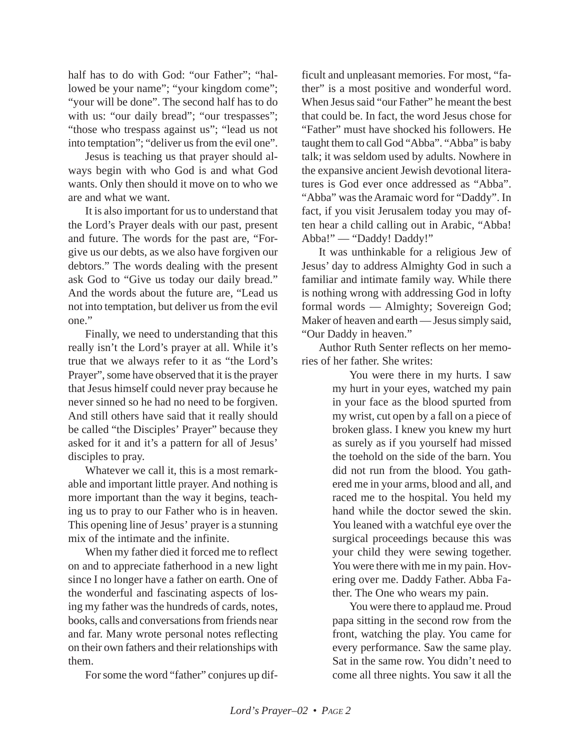half has to do with God: "our Father"; "hallowed be your name"; "your kingdom come"; "your will be done". The second half has to do with us: "our daily bread"; "our trespasses"; "those who trespass against us"; "lead us not into temptation"; "deliver us from the evil one".

Jesus is teaching us that prayer should always begin with who God is and what God wants. Only then should it move on to who we are and what we want.

It is also important for us to understand that the Lord's Prayer deals with our past, present and future. The words for the past are, "Forgive us our debts, as we also have forgiven our debtors." The words dealing with the present ask God to "Give us today our daily bread." And the words about the future are, "Lead us not into temptation, but deliver us from the evil one."

Finally, we need to understanding that this really isn't the Lord's prayer at all. While it's true that we always refer to it as "the Lord's Prayer", some have observed that it is the prayer that Jesus himself could never pray because he never sinned so he had no need to be forgiven. And still others have said that it really should be called "the Disciples' Prayer" because they asked for it and it's a pattern for all of Jesus' disciples to pray.

Whatever we call it, this is a most remarkable and important little prayer. And nothing is more important than the way it begins, teaching us to pray to our Father who is in heaven. This opening line of Jesus' prayer is a stunning mix of the intimate and the infinite.

When my father died it forced me to reflect on and to appreciate fatherhood in a new light since I no longer have a father on earth. One of the wonderful and fascinating aspects of losing my father was the hundreds of cards, notes, books, calls and conversations from friends near and far. Many wrote personal notes reflecting on their own fathers and their relationships with them.

For some the word "father" conjures up difficult and unpleasant memories. For most, "father" is a most positive and wonderful word. When Jesus said "our Father" he meant the best that could be. In fact, the word Jesus chose for "Father" must have shocked his followers. He taught them to call God "Abba". "Abba" is baby talk; it was seldom used by adults. Nowhere in the expansive ancient Jewish devotional literatures is God ever once addressed as "Abba". "Abba" was the Aramaic word for "Daddy". In fact, if you visit Jerusalem today you may often hear a child calling out in Arabic, "Abba! Abba!" — "Daddy! Daddy!"

It was unthinkable for a religious Jew of Jesus' day to address Almighty God in such a familiar and intimate family way. While there is nothing wrong with addressing God in lofty formal words — Almighty; Sovereign God; Maker of heaven and earth — Jesus simply said, "Our Daddy in heaven."

Author Ruth Senter reflects on her memories of her father. She writes:

> You were there in my hurts. I saw my hurt in your eyes, watched my pain in your face as the blood spurted from my wrist, cut open by a fall on a piece of broken glass. I knew you knew my hurt as surely as if you yourself had missed the toehold on the side of the barn. You did not run from the blood. You gathered me in your arms, blood and all, and raced me to the hospital. You held my hand while the doctor sewed the skin. You leaned with a watchful eye over the surgical proceedings because this was your child they were sewing together. You were there with me in my pain. Hovering over me. Daddy Father. Abba Father. The One who wears my pain.
>
> You were there to applaud me. Proud papa sitting in the second row from the front, watching the play. You came for every performance. Saw the same play. Sat in the same row. You didn't need to come all three nights. You saw it all the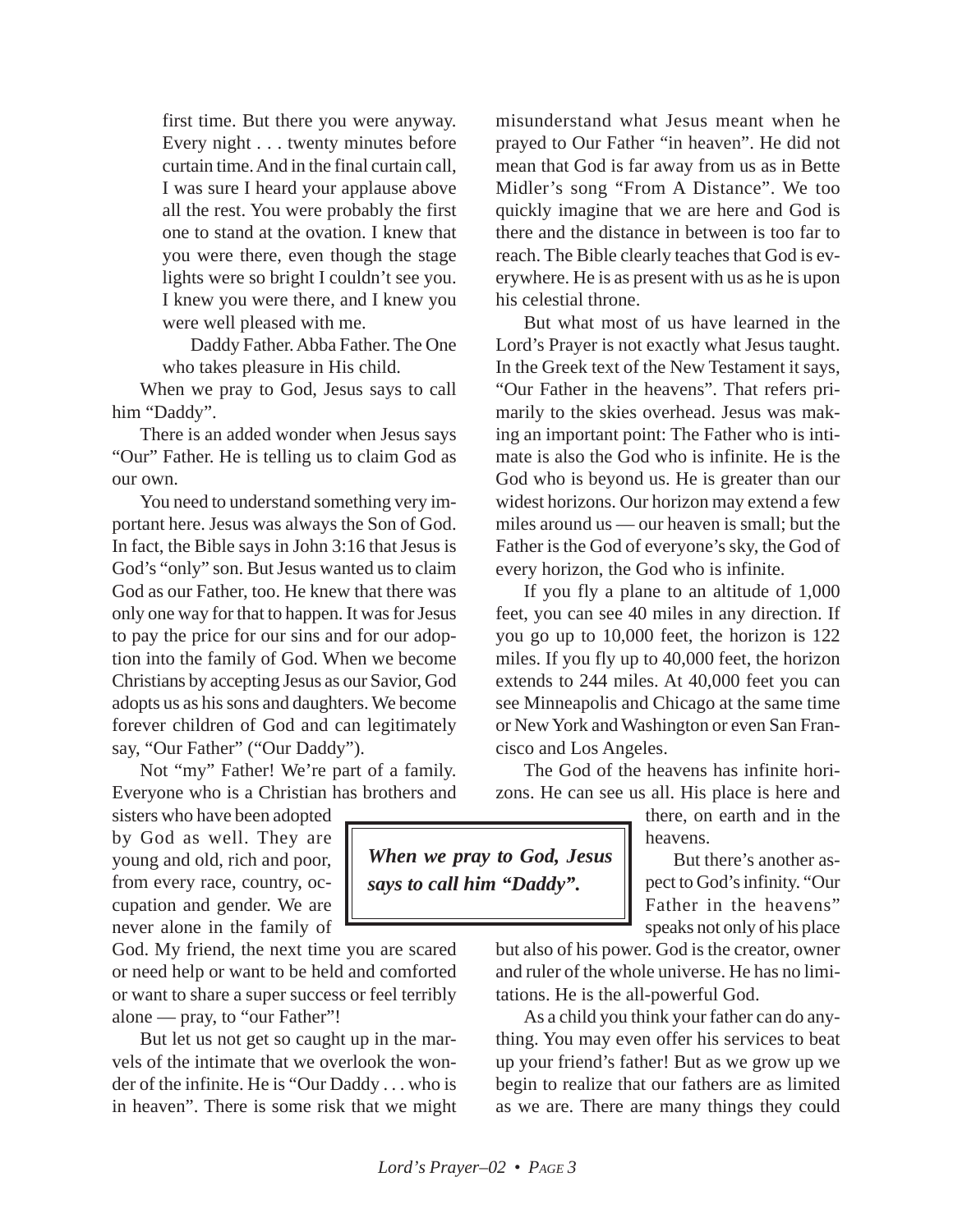> first time. But there you were anyway. Every night . . . twenty minutes before curtain time. And in the final curtain call, I was sure I heard your applause above all the rest. You were probably the first one to stand at the ovation. I knew that you were there, even though the stage lights were so bright I couldn't see you. I knew you were there, and I knew you were well pleased with me.
>
> Daddy Father. Abba Father. The One who takes pleasure in His child.

When we pray to God, Jesus says to call him "Daddy".

There is an added wonder when Jesus says "Our" Father. He is telling us to claim God as our own.

You need to understand something very important here. Jesus was always the Son of God. In fact, the Bible says in John 3:16 that Jesus is God's "only" son. But Jesus wanted us to claim God as our Father, too. He knew that there was only one way for that to happen. It was for Jesus to pay the price for our sins and for our adoption into the family of God. When we become Christians by accepting Jesus as our Savior, God adopts us as his sons and daughters. We become forever children of God and can legitimately say, "Our Father" ("Our Daddy").

Not "my" Father! We're part of a family. Everyone who is a Christian has brothers and sisters who have been adopted by God as well. They are young and old, rich and poor, from every race, country, occupation and gender. We are never alone in the family of God. My friend, the next time you are scared or need help or want to be held and comforted or want to share a super success or feel terribly alone — pray, to "our Father"!

**_When we pray to God, Jesus says to call him "Daddy"._**

But let us not get so caught up in the marvels of the intimate that we overlook the wonder of the infinite. He is "Our Daddy . . . who is in heaven". There is some risk that we might misunderstand what Jesus meant when he prayed to Our Father "in heaven". He did not mean that God is far away from us as in Bette Midler's song "From A Distance". We too quickly imagine that we are here and God is there and the distance in between is too far to reach. The Bible clearly teaches that God is everywhere. He is as present with us as he is upon his celestial throne.

But what most of us have learned in the Lord's Prayer is not exactly what Jesus taught. In the Greek text of the New Testament it says, "Our Father in the heavens". That refers primarily to the skies overhead. Jesus was making an important point: The Father who is intimate is also the God who is infinite. He is the God who is beyond us. He is greater than our widest horizons. Our horizon may extend a few miles around us — our heaven is small; but the Father is the God of everyone's sky, the God of every horizon, the God who is infinite.

If you fly a plane to an altitude of 1,000 feet, you can see 40 miles in any direction. If you go up to 10,000 feet, the horizon is 122 miles. If you fly up to 40,000 feet, the horizon extends to 244 miles. At 40,000 feet you can see Minneapolis and Chicago at the same time or New York and Washington or even San Francisco and Los Angeles.

The God of the heavens has infinite horizons. He can see us all. His place is here and there, on earth and in the heavens.

But there's another aspect to God's infinity. "Our Father in the heavens" speaks not only of his place but also of his power. God is the creator, owner and ruler of the whole universe. He has no limitations. He is the all-powerful God.

As a child you think your father can do anything. You may even offer his services to beat up your friend's father! But as we grow up we begin to realize that our fathers are as limited as we are. There are many things they could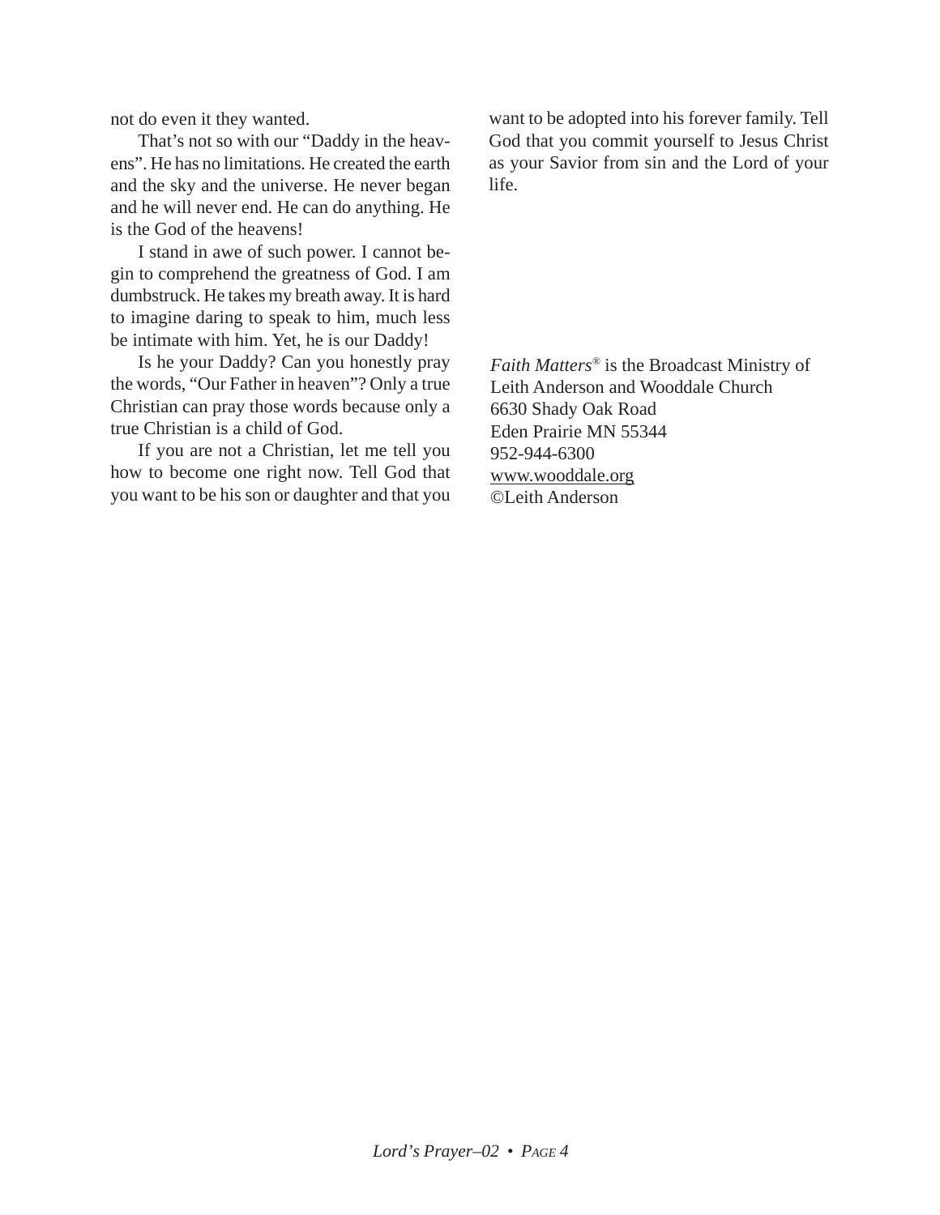not do even it they wanted.

That's not so with our "Daddy in the heavens". He has no limitations. He created the earth and the sky and the universe. He never began and he will never end. He can do anything. He is the God of the heavens!

I stand in awe of such power. I cannot begin to comprehend the greatness of God. I am dumbstruck. He takes my breath away. It is hard to imagine daring to speak to him, much less be intimate with him. Yet, he is our Daddy!

Is he your Daddy? Can you honestly pray the words, "Our Father in heaven"? Only a true Christian can pray those words because only a true Christian is a child of God.

If you are not a Christian, let me tell you how to become one right now. Tell God that you want to be his son or daughter and that you want to be adopted into his forever family. Tell God that you commit yourself to Jesus Christ as your Savior from sin and the Lord of your life.

*Faith Matters*® is the Broadcast Ministry of
Leith Anderson and Wooddale Church
6630 Shady Oak Road
Eden Prairie MN 55344
952-944-6300
www.wooddale.org
©Leith Anderson